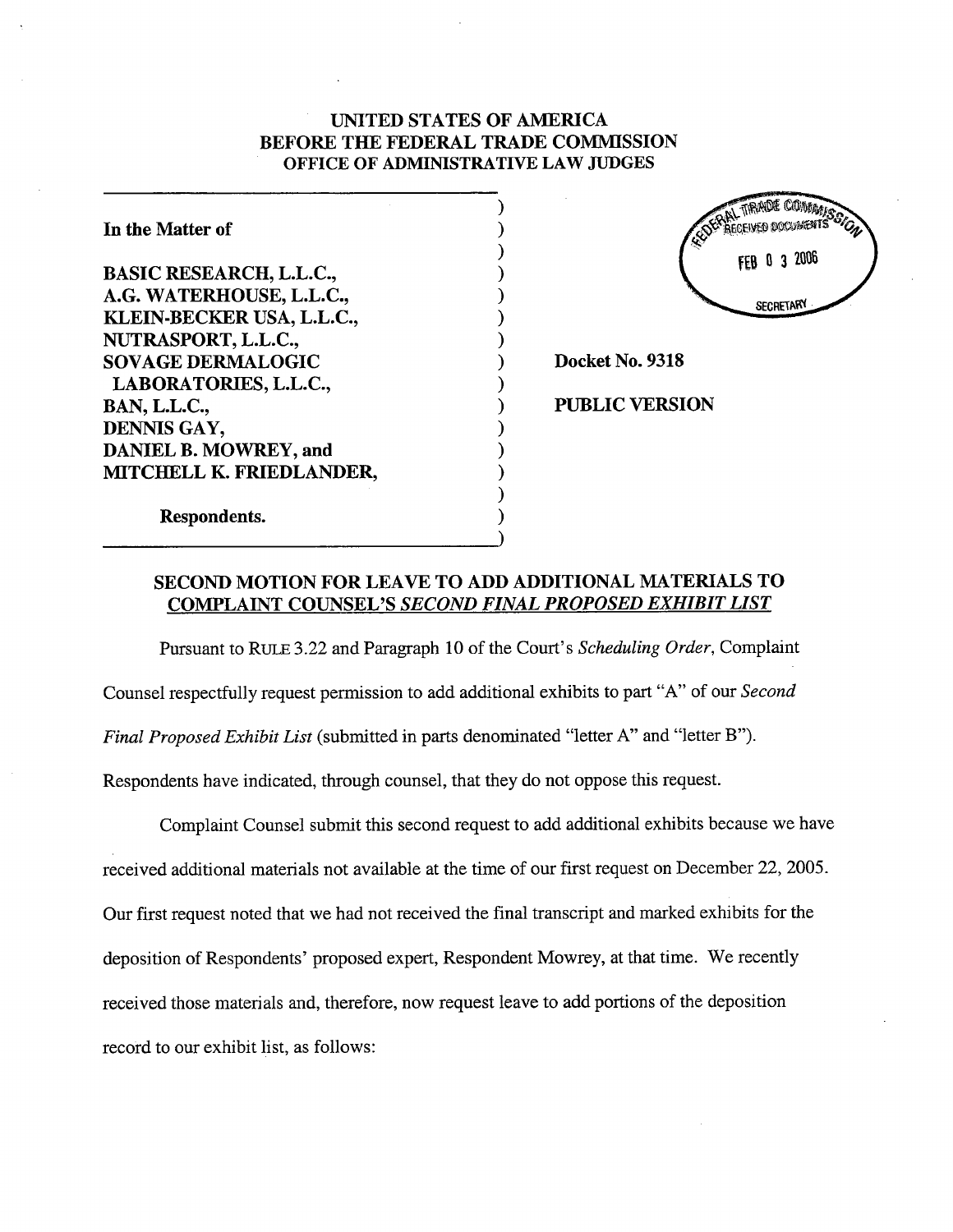# UNITED STATES OF AMERICA
## BEFORE THE FEDERAL TRADE COMMISSION
### OFFICE OF ADMINISTRATIVE LAW JUDGES

FEDERAL TRADE COMMISSION
RECEIVED DOCUMENTS
FEB 0 3 2006
SECRETARY

**In the Matter of**

**BASIC RESEARCH, L.L.C.,**
**A.G. WATERHOUSE, L.L.C.,**
**KLEIN-BECKER USA, L.L.C.,**
**NUTRASPORT, L.L.C.,**
**SOVAGE DERMALOGIC LABORATORIES, L.L.C.,**
**BAN, L.L.C.,**
**DENNIS GAY,**
**DANIEL B. MOWREY, and**
**MITCHELL K. FRIEDLANDER,**

**Respondents.**

**Docket No. 9318**

**PUBLIC VERSION**

## SECOND MOTION FOR LEAVE TO ADD ADDITIONAL MATERIALS TO COMPLAINT COUNSEL'S *SECOND FINAL PROPOSED EXHIBIT LIST*

Pursuant to RULE 3.22 and Paragraph 10 of the Court's *Scheduling Order*, Complaint Counsel respectfully request permission to add additional exhibits to part "A" of our *Second Final Proposed Exhibit List* (submitted in parts denominated "letter A" and "letter B"). Respondents have indicated, through counsel, that they do not oppose this request.

Complaint Counsel submit this second request to add additional exhibits because we have received additional materials not available at the time of our first request on December 22, 2005. Our first request noted that we had not received the final transcript and marked exhibits for the deposition of Respondents' proposed expert, Respondent Mowrey, at that time. We recently received those materials and, therefore, now request leave to add portions of the deposition record to our exhibit list, as follows: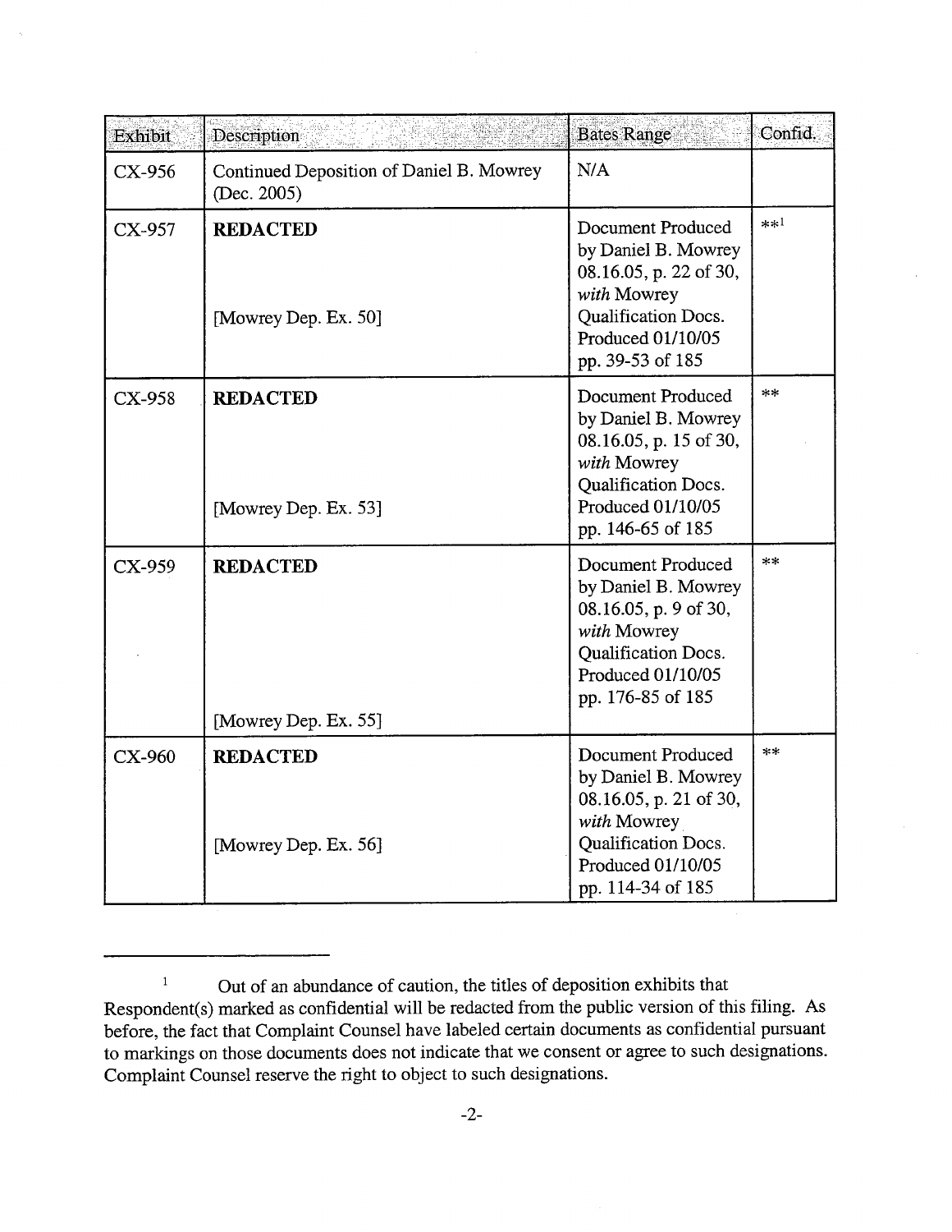| Exhibit | Description | Bates Range | Confid. |
| --- | --- | --- | --- |
| CX-956 | Continued Deposition of Daniel B. Mowrey (Dec. 2005) | N/A | |
| CX-957 | **REDACTED** [Mowrey Dep. Ex. 50] | Document Produced by Daniel B. Mowrey 08.16.05, p. 22 of 30, *with* Mowrey Qualification Docs. Produced 01/10/05 pp. 39-53 of 185 | **[1] |
| CX-958 | **REDACTED** [Mowrey Dep. Ex. 53] | Document Produced by Daniel B. Mowrey 08.16.05, p. 15 of 30, *with* Mowrey Qualification Docs. Produced 01/10/05 pp. 146-65 of 185 | ** |
| CX-959 | **REDACTED** [Mowrey Dep. Ex. 55] | Document Produced by Daniel B. Mowrey 08.16.05, p. 9 of 30, *with* Mowrey Qualification Docs. Produced 01/10/05 pp. 176-85 of 185 | ** |
| CX-960 | **REDACTED** [Mowrey Dep. Ex. 56] | Document Produced by Daniel B. Mowrey 08.16.05, p. 21 of 30, *with* Mowrey Qualification Docs. Produced 01/10/05 pp. 114-34 of 185 | ** |

[1] Out of an abundance of caution, the titles of deposition exhibits that Respondent(s) marked as confidential will be redacted from the public version of this filing. As before, the fact that Complaint Counsel have labeled certain documents as confidential pursuant to markings on those documents does not indicate that we consent or agree to such designations. Complaint Counsel reserve the right to object to such designations.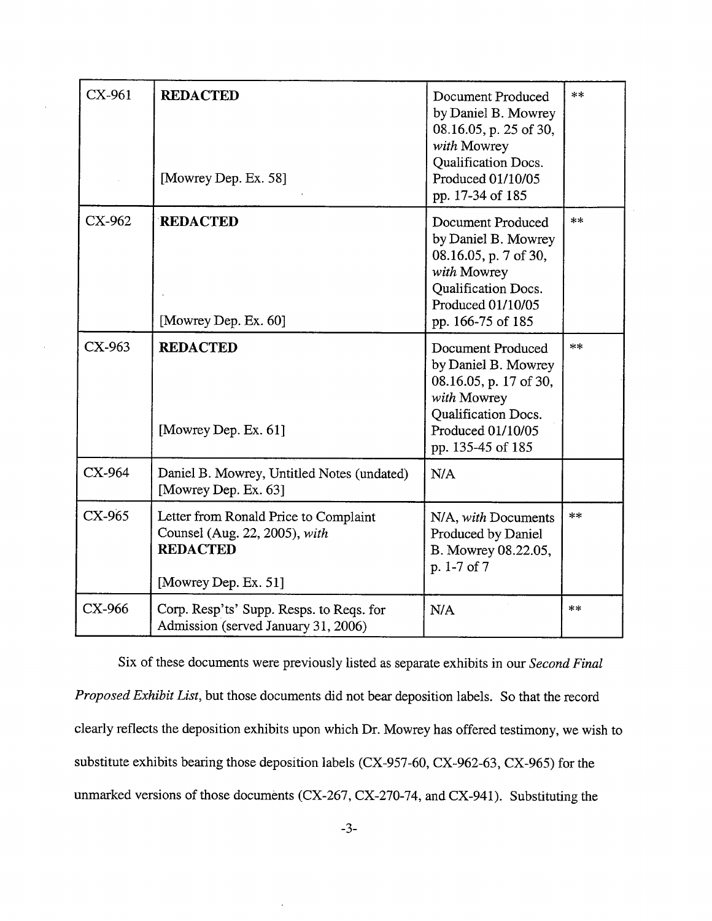| CX-961 | **REDACTED**<br><br>[Mowrey Dep. Ex. 58] | Document Produced by Daniel B. Mowrey 08.16.05, p. 25 of 30, *with* Mowrey Qualification Docs. Produced 01/10/05 pp. 17-34 of 185 | ** |
|---|---|---|---|
| CX-962 | **REDACTED**<br><br>[Mowrey Dep. Ex. 60] | Document Produced by Daniel B. Mowrey 08.16.05, p. 7 of 30, *with* Mowrey Qualification Docs. Produced 01/10/05 pp. 166-75 of 185 | ** |
| CX-963 | **REDACTED**<br><br>[Mowrey Dep. Ex. 61] | Document Produced by Daniel B. Mowrey 08.16.05, p. 17 of 30, *with* Mowrey Qualification Docs. Produced 01/10/05 pp. 135-45 of 185 | ** |
| CX-964 | Daniel B. Mowrey, Untitled Notes (undated) [Mowrey Dep. Ex. 63] | N/A | |
| CX-965 | Letter from Ronald Price to Complaint Counsel (Aug. 22, 2005), *with* **REDACTED**<br><br>[Mowrey Dep. Ex. 51] | N/A, *with* Documents Produced by Daniel B. Mowrey 08.22.05, p. 1-7 of 7 | ** |
| CX-966 | Corp. Resp'ts' Supp. Resps. to Reqs. for Admission (served January 31, 2006) | N/A | ** |

Six of these documents were previously listed as separate exhibits in our *Second Final Proposed Exhibit List*, but those documents did not bear deposition labels. So that the record clearly reflects the deposition exhibits upon which Dr. Mowrey has offered testimony, we wish to substitute exhibits bearing those deposition labels (CX-957-60, CX-962-63, CX-965) for the unmarked versions of those documents (CX-267, CX-270-74, and CX-941). Substituting the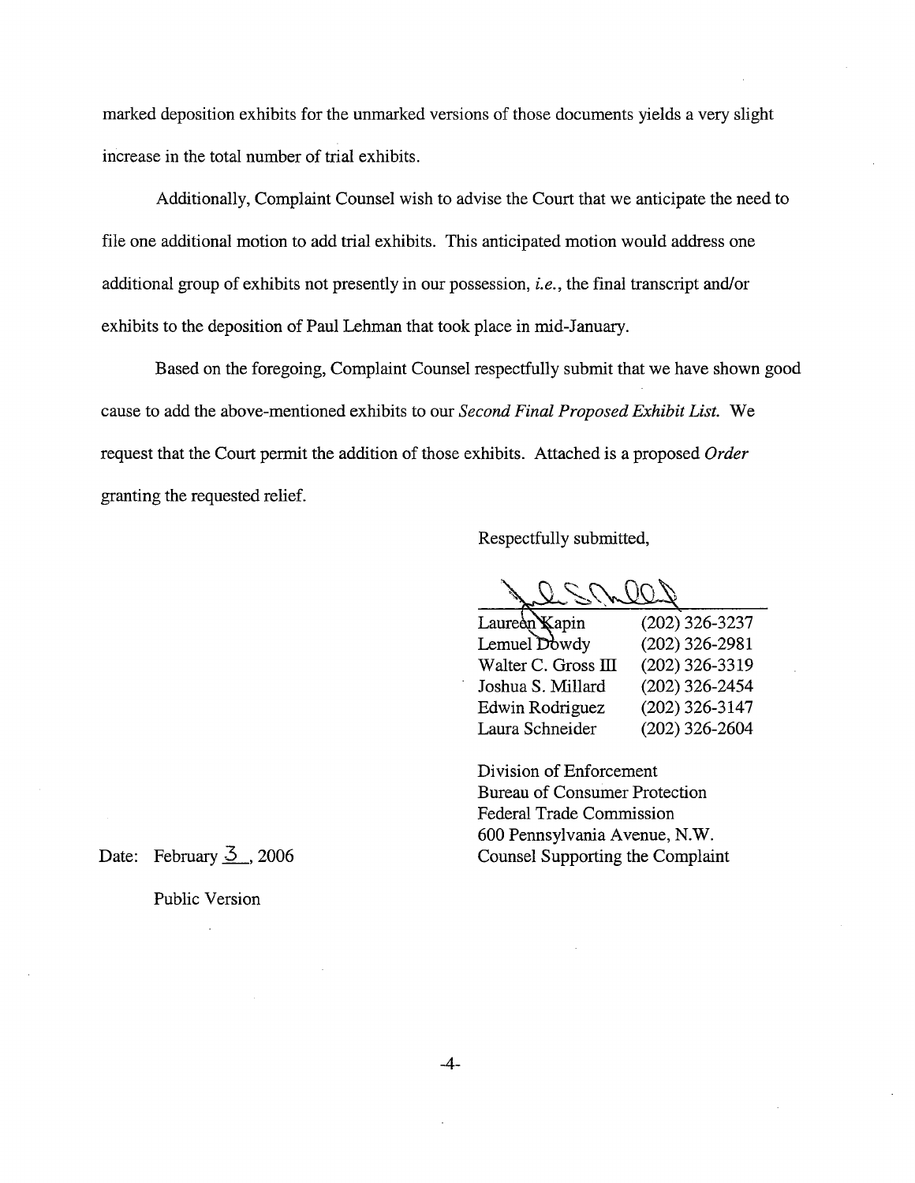marked deposition exhibits for the unmarked versions of those documents yields a very slight increase in the total number of trial exhibits.

Additionally, Complaint Counsel wish to advise the Court that we anticipate the need to file one additional motion to add trial exhibits. This anticipated motion would address one additional group of exhibits not presently in our possession, *i.e.*, the final transcript and/or exhibits to the deposition of Paul Lehman that took place in mid-January.

Based on the foregoing, Complaint Counsel respectfully submit that we have shown good cause to add the above-mentioned exhibits to our *Second Final Proposed Exhibit List.* We request that the Court permit the addition of those exhibits. Attached is a proposed *Order* granting the requested relief.

Respectfully submitted,

| | |
|---|---|
| Laureen Kapin | (202) 326-3237 |
| Lemuel Dowdy | (202) 326-2981 |
| Walter C. Gross III | (202) 326-3319 |
| Joshua S. Millard | (202) 326-2454 |
| Edwin Rodriguez | (202) 326-3147 |
| Laura Schneider | (202) 326-2604 |

Division of Enforcement
Bureau of Consumer Protection
Federal Trade Commission
600 Pennsylvania Avenue, N.W.
Counsel Supporting the Complaint

Date: February 3, 2006

Public Version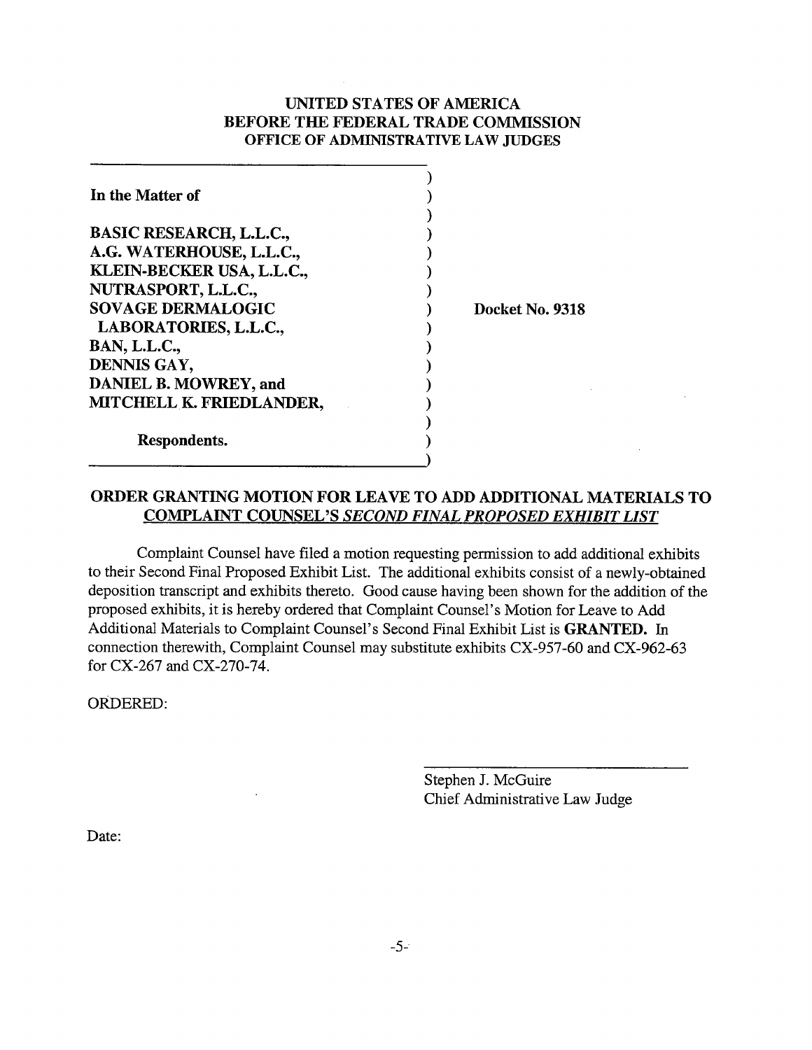**UNITED STATES OF AMERICA**
**BEFORE THE FEDERAL TRADE COMMISSION**
**OFFICE OF ADMINISTRATIVE LAW JUDGES**

| | |
|---|---|
| **In the Matter of** | |
| | |
| **BASIC RESEARCH, L.L.C.,** | |
| **A.G. WATERHOUSE, L.L.C.,** | |
| **KLEIN-BECKER USA, L.L.C.,** | |
| **NUTRASPORT, L.L.C.,** | |
| **SOVAGE DERMALOGIC LABORATORIES, L.L.C.,** | **Docket No. 9318** |
| **BAN, L.L.C.,** | |
| **DENNIS GAY,** | |
| **DANIEL B. MOWREY, and** | |
| **MITCHELL K. FRIEDLANDER,** | |
| | |
| **Respondents.** | |

## ORDER GRANTING MOTION FOR LEAVE TO ADD ADDITIONAL MATERIALS TO COMPLAINT COUNSEL'S *SECOND FINAL PROPOSED EXHIBIT LIST*

Complaint Counsel have filed a motion requesting permission to add additional exhibits to their Second Final Proposed Exhibit List. The additional exhibits consist of a newly-obtained deposition transcript and exhibits thereto. Good cause having been shown for the addition of the proposed exhibits, it is hereby ordered that Complaint Counsel's Motion for Leave to Add Additional Materials to Complaint Counsel's Second Final Exhibit List is **GRANTED.** In connection therewith, Complaint Counsel may substitute exhibits CX-957-60 and CX-962-63 for CX-267 and CX-270-74.

ORDERED:

Stephen J. McGuire
Chief Administrative Law Judge

Date: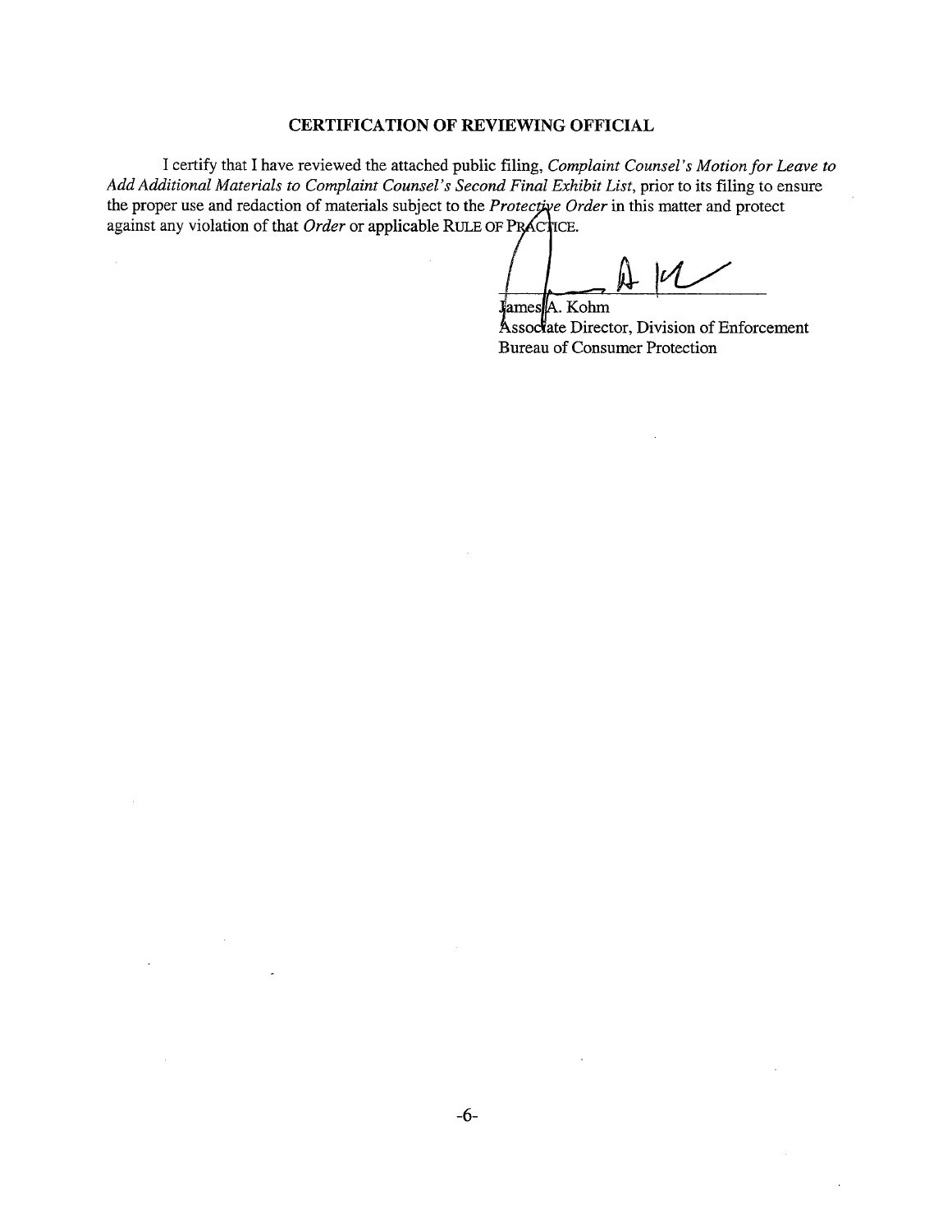**CERTIFICATION OF REVIEWING OFFICIAL**

I certify that I have reviewed the attached public filing, *Complaint Counsel's Motion for Leave to Add Additional Materials to Complaint Counsel's Second Final Exhibit List*, prior to its filing to ensure the proper use and redaction of materials subject to the *Protective Order* in this matter and protect against any violation of that *Order* or applicable RULE OF PRACTICE.

James A. Kohm
Associate Director, Division of Enforcement
Bureau of Consumer Protection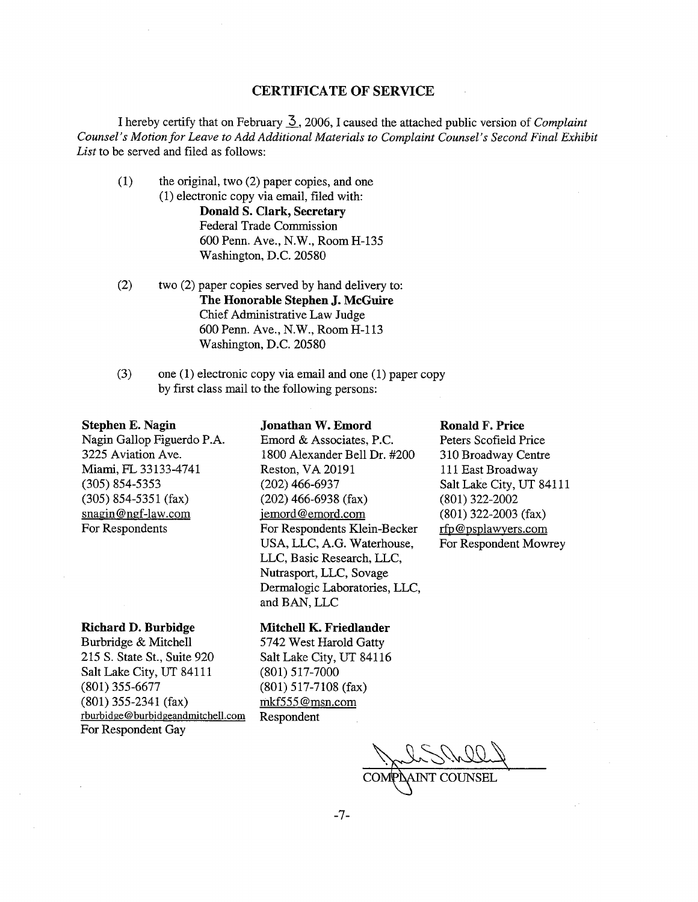## CERTIFICATE OF SERVICE

I hereby certify that on February 3, 2006, I caused the attached public version of *Complaint Counsel's Motion for Leave to Add Additional Materials to Complaint Counsel's Second Final Exhibit List* to be served and filed as follows:

(1) the original, two (2) paper copies, and one (1) electronic copy via email, filed with:
**Donald S. Clark, Secretary**
Federal Trade Commission
600 Penn. Ave., N.W., Room H-135
Washington, D.C. 20580

(2) two (2) paper copies served by hand delivery to:
**The Honorable Stephen J. McGuire**
Chief Administrative Law Judge
600 Penn. Ave., N.W., Room H-113
Washington, D.C. 20580

(3) one (1) electronic copy via email and one (1) paper copy by first class mail to the following persons:

**Stephen E. Nagin**
Nagin Gallop Figuerdo P.A.
3225 Aviation Ave.
Miami, FL 33133-4741
(305) 854-5353
(305) 854-5351 (fax)
snagin@ngf-law.com
For Respondents

**Jonathan W. Emord**
Emord & Associates, P.C.
1800 Alexander Bell Dr. #200
Reston, VA 20191
(202) 466-6937
(202) 466-6938 (fax)
jemord@emord.com
For Respondents Klein-Becker USA, LLC, A.G. Waterhouse, LLC, Basic Research, LLC, Nutrasport, LLC, Sovage Dermalogic Laboratories, LLC, and BAN, LLC

**Ronald F. Price**
Peters Scofield Price
310 Broadway Centre
111 East Broadway
Salt Lake City, UT 84111
(801) 322-2002
(801) 322-2003 (fax)
rfp@psplawyers.com
For Respondent Mowrey

**Richard D. Burbidge**
Burbridge & Mitchell
215 S. State St., Suite 920
Salt Lake City, UT 84111
(801) 355-6677
(801) 355-2341 (fax)
rburbidge@burbidgeandmitchell.com
For Respondent Gay

**Mitchell K. Friedlander**
5742 West Harold Gatty
Salt Lake City, UT 84116
(801) 517-7000
(801) 517-7108 (fax)
mkf555@msn.com
Respondent

COMPLAINT COUNSEL